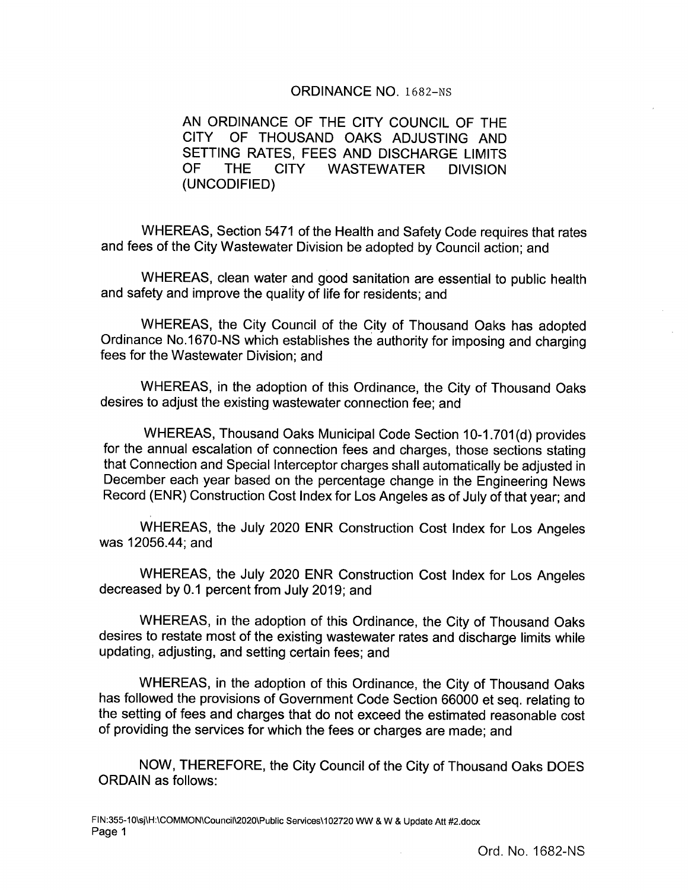# ORDINANCE NO. 1682-NS

AN ORDINANCE OF THE CITY COUNCIL OF THE CITY OF THOUSAND OAKS ADJUSTING AND SETTING RATES, FEES AND DISCHARGE LIMITS OF THE CITY WASTEWATER DIVISION (UNCODIFIED)

WHEREAS, Section 5471 of the Health and Safety Code requires that rates and fees of the City Wastewater Division be adopted by Council action; and

WHEREAS, clean water and good sanitation are essential to public health and safety and improve the quality of life for residents; and

WHEREAS, the City Council of the City of Thousand Oaks has adopted Ordinance No.1670-NS which establishes the authority for imposing and charging fees for the Wastewater Division; and

WHEREAS, in the adoption of this Ordinance, the City of Thousand Oaks desires to adjust the existing wastewater connection fee; and

WHEREAS, Thousand Oaks Municipal Code Section 10-1.701(d) provides for the annual escalation of connection fees and charges, those sections stating that Connection and Special Interceptor charges shall automatically be adjusted in December each year based on the percentage change in the Engineering News Record (ENR) Construction Cost Index for Los Angeles as of July of that year; and

WHEREAS, the July 2020 ENR Construction Cost Index for Los Angeles was 12056.44; and

WHEREAS, the July 2020 ENR Construction Cost Index for Los Angeles decreased by 0.1 percent from July 2019; and

WHEREAS, in the adoption of this Ordinance, the City of Thousand Oaks desires to restate most of the existing wastewater rates and discharge limits while updating, adjusting, and setting certain fees; and

WHEREAS, in the adoption of this Ordinance, the City of Thousand Oaks has followed the provisions of Government Code Section 66000 et seq. relating to the setting of fees and charges that do not exceed the estimated reasonable cost of providing the services for which the fees or charges are made; and

NOW, THEREFORE, the City Council of the City of Thousand Oaks DOES ORDAIN as follows: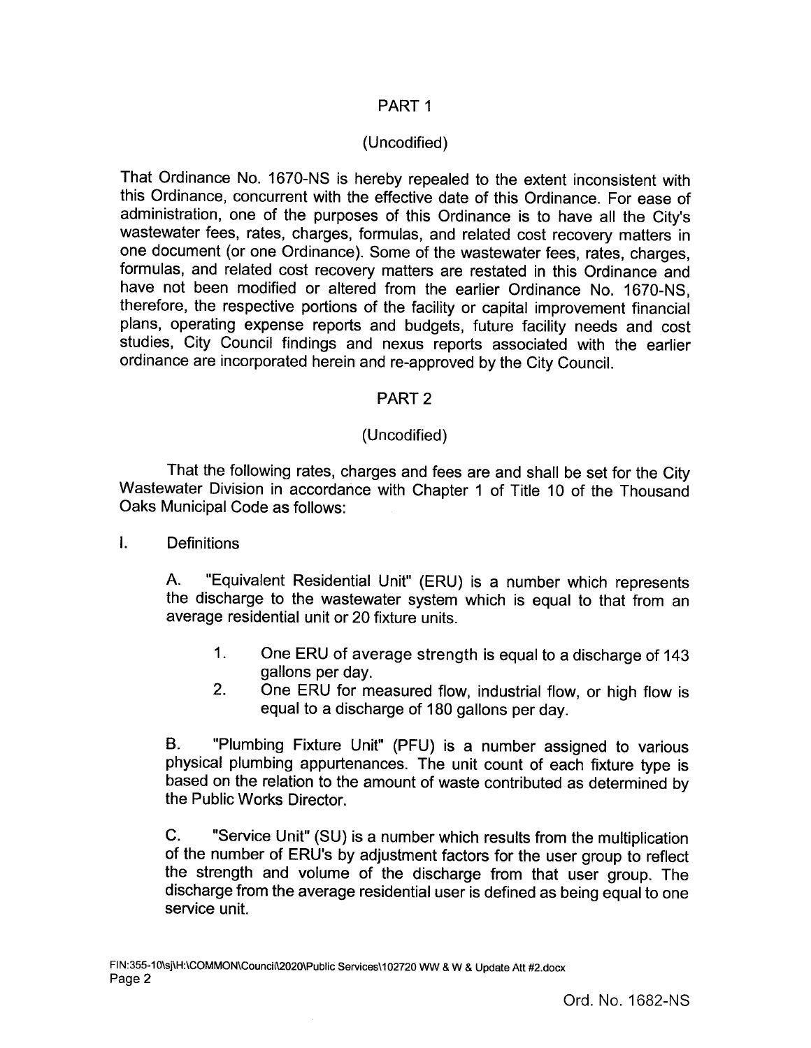## PART 1

(Uncodified)

That Ordinance No. 1670-NS is hereby repealed to the extent inconsistent with this Ordinance, concurrent with the effective date of this Ordinance. For ease of administration, one of the purposes of this Ordinance is to have all the City's wastewater fees, rates, charges, formulas, and related cost recovery matters in one document (or one Ordinance). Some of the wastewater fees, rates, charges, formulas, and related cost recovery matters are restated in this Ordinance and have not been modified or altered from the earlier Ordinance No. 1670-NS, therefore, the respective portions of the facility or capital improvement financial plans, operating expense reports and budgets, future facility needs and cost studies, City Council findings and nexus reports associated with the earlier ordinance are incorporated herein and re-approved by the City Council.

## PART 2

(Uncodified)

That the following rates, charges and fees are and shall be set for the City Wastewater Division in accordance with Chapter 1 of Title 10 of the Thousand Oaks Municipal Code as follows:

I. Definitions

A. "Equivalent Residential Unit" (ERU) is a number which represents the discharge to the wastewater system which is equal to that from an average residential unit or 20 fixture units.

1. One ERU of average strength is equal to a discharge of 143 gallons per day.
2. One ERU for measured flow, industrial flow, or high flow is equal to a discharge of 180 gallons per day.

B. "Plumbing Fixture Unit" (PFU) is a number assigned to various physical plumbing appurtenances. The unit count of each fixture type is based on the relation to the amount of waste contributed as determined by the Public Works Director.

C. "Service Unit" (SU) is a number which results from the multiplication of the number of ERU's by adjustment factors for the user group to reflect the strength and volume of the discharge from that user group. The discharge from the average residential user is defined as being equal to one service unit.

FIN:355-10\sj\H:\COMMON\Council\2020\Public Services\102720 WW & W & Update Att #2.docx

Ord. No. 1682-NS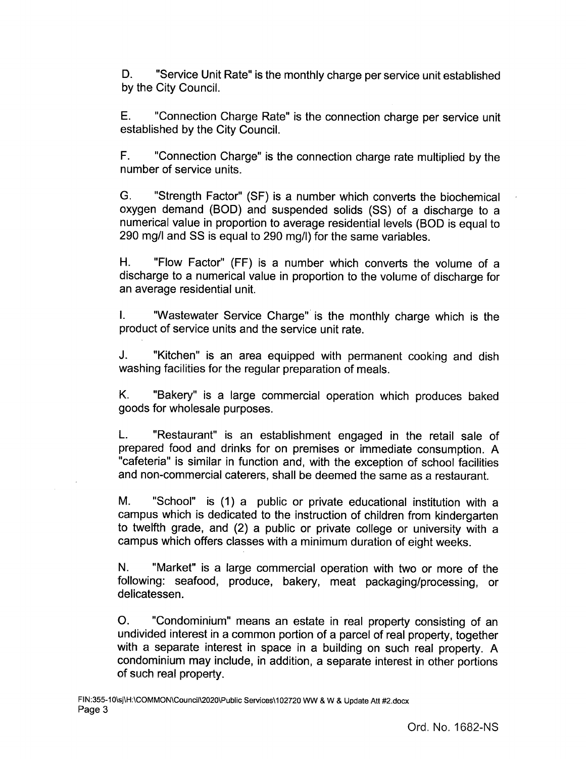D. "Service Unit Rate" is the monthly charge per service unit established by the City Council.

E. "Connection Charge Rate" is the connection charge per service unit established by the City Council.

F. "Connection Charge" is the connection charge rate multiplied by the number of service units.

G. "Strength Factor" (SF) is a number which converts the biochemical oxygen demand (BOD) and suspended solids (SS) of a discharge to a numerical value in proportion to average residential levels (BOD is equal to 290 mg/l and SS is equal to 290 mg/l) for the same variables.

H. "Flow Factor" (FF) is a number which converts the volume of a discharge to a numerical value in proportion to the volume of discharge for an average residential unit.

I. "Wastewater Service Charge" is the monthly charge which is the product of service units and the service unit rate.

J. "Kitchen" is an area equipped with permanent cooking and dish washing facilities for the regular preparation of meals.

K. "Bakery" is a large commercial operation which produces baked goods for wholesale purposes.

L. "Restaurant" is an establishment engaged in the retail sale of prepared food and drinks for on premises or immediate consumption. A "cafeteria" is similar in function and, with the exception of school facilities and non-commercial caterers, shall be deemed the same as a restaurant.

M. "School" is (1) a public or private educational institution with a campus which is dedicated to the instruction of children from kindergarten to twelfth grade, and (2) a public or private college or university with a campus which offers classes with a minimum duration of eight weeks.

N. "Market" is a large commercial operation with two or more of the following: seafood, produce, bakery, meat packaging/processing, or delicatessen.

O. "Condominium" means an estate in real property consisting of an undivided interest in a common portion of a parcel of real property, together with a separate interest in space in a building on such real property. A condominium may include, in addition, a separate interest in other portions of such real property.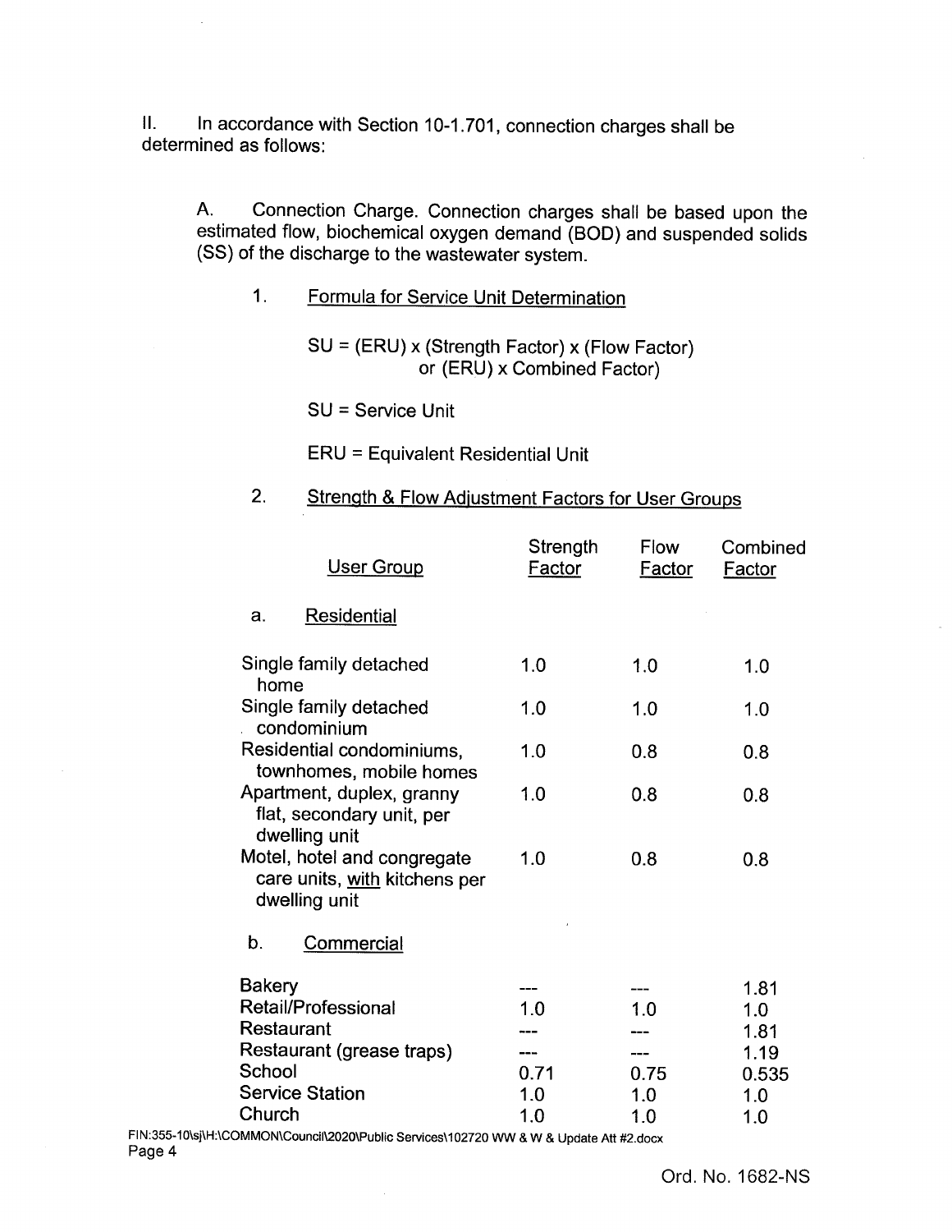II. In accordance with Section 10-1.701, connection charges shall be determined as follows:

A. Connection Charge. Connection charges shall be based upon the estimated flow, biochemical oxygen demand (BOD) and suspended solids (SS) of the discharge to the wastewater system.

1. <u>Formula for Service Unit Determination</u>

SU = (ERU) x (Strength Factor) x (Flow Factor) or (ERU) x Combined Factor)

SU = Service Unit

ERU = Equivalent Residential Unit

2. <u>Strength & Flow Adjustment Factors for User Groups</u>

| User Group | Strength Factor | Flow Factor | Combined Factor |
|---|---|---|---|
| **a. Residential** | | | |
| Single family detached home | 1.0 | 1.0 | 1.0 |
| Single family detached condominium | 1.0 | 1.0 | 1.0 |
| Residential condominiums, townhomes, mobile homes | 1.0 | 0.8 | 0.8 |
| Apartment, duplex, granny flat, secondary unit, per dwelling unit | 1.0 | 0.8 | 0.8 |
| Motel, hotel and congregate care units, <u>with</u> kitchens per dwelling unit | 1.0 | 0.8 | 0.8 |
| **b. Commercial** | | | |
| Bakery | --- | --- | 1.81 |
| Retail/Professional | 1.0 | 1.0 | 1.0 |
| Restaurant | --- | --- | 1.81 |
| Restaurant (grease traps) | --- | --- | 1.19 |
| School | 0.71 | 0.75 | 0.535 |
| Service Station | 1.0 | 1.0 | 1.0 |
| Church | 1.0 | 1.0 | 1.0 |

FIN:355-10\sj\H:\COMMON\Council\2020\Public Services\102720 WW & W & Update Att #2.docx

Ord. No. 1682-NS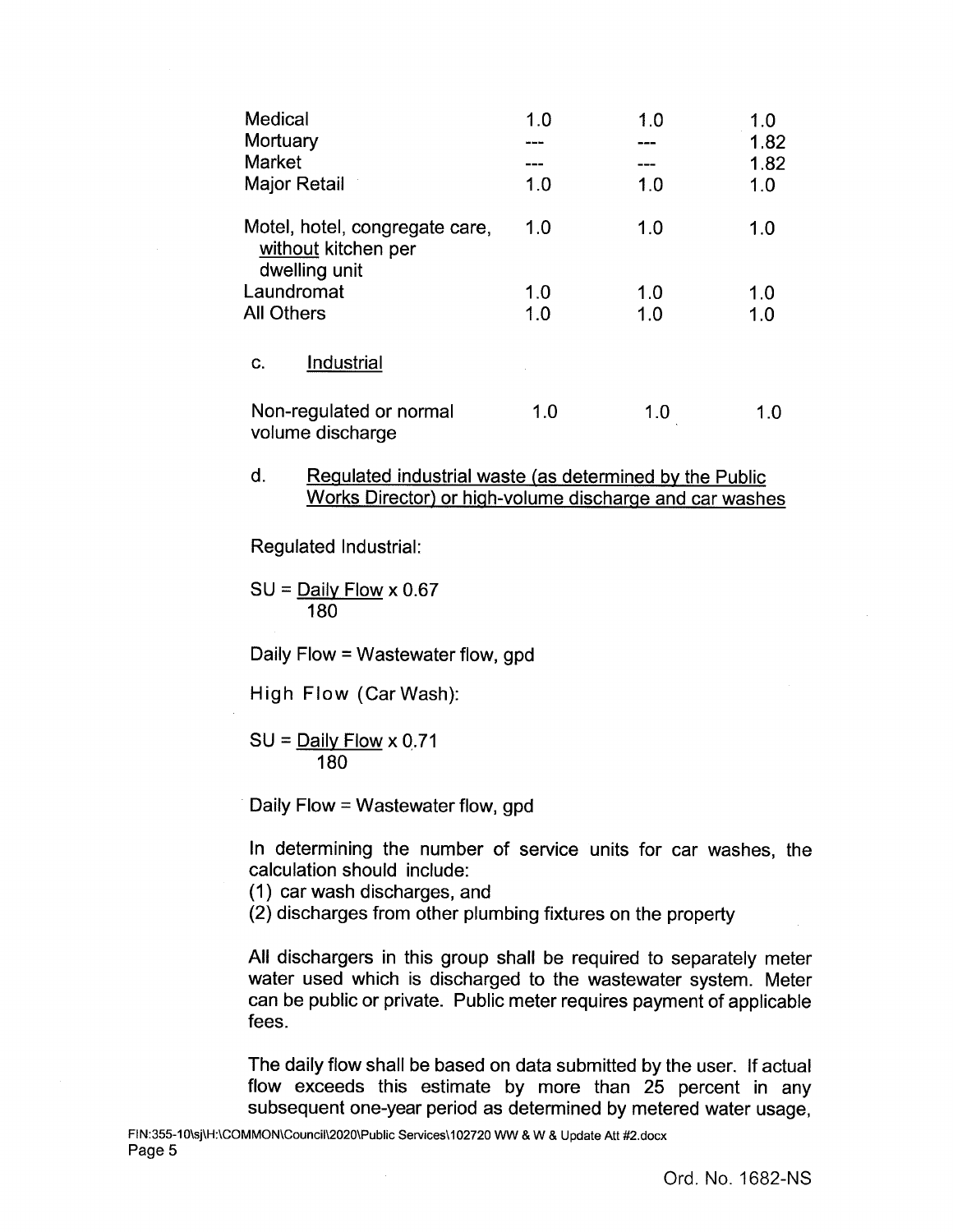| | | | |
|---|---|---|---|
| Medical | 1.0 | 1.0 | 1.0 |
| Mortuary | --- | --- | 1.82 |
| Market | --- | --- | 1.82 |
| Major Retail | 1.0 | 1.0 | 1.0 |
| Motel, hotel, congregate care, <u>without</u> kitchen per dwelling unit | 1.0 | 1.0 | 1.0 |
| Laundromat | 1.0 | 1.0 | 1.0 |
| All Others | 1.0 | 1.0 | 1.0 |

c. <u>Industrial</u>

| | | | |
|---|---|---|---|
| Non-regulated or normal volume discharge | 1.0 | 1.0 | 1.0 |

d. <u>Regulated industrial waste (as determined by the Public Works Director) or high-volume discharge and car washes</u>

Regulated Industrial:

$$SU = \frac{\text{Daily Flow}}{180} \times 0.67$$

Daily Flow = Wastewater flow, gpd

High Flow (Car Wash):

$$SU = \frac{\text{Daily Flow}}{180} \times 0.71$$

Daily Flow = Wastewater flow, gpd

In determining the number of service units for car washes, the calculation should include:
(1) car wash discharges, and
(2) discharges from other plumbing fixtures on the property

All dischargers in this group shall be required to separately meter water used which is discharged to the wastewater system. Meter can be public or private. Public meter requires payment of applicable fees.

The daily flow shall be based on data submitted by the user. If actual flow exceeds this estimate by more than 25 percent in any subsequent one-year period as determined by metered water usage,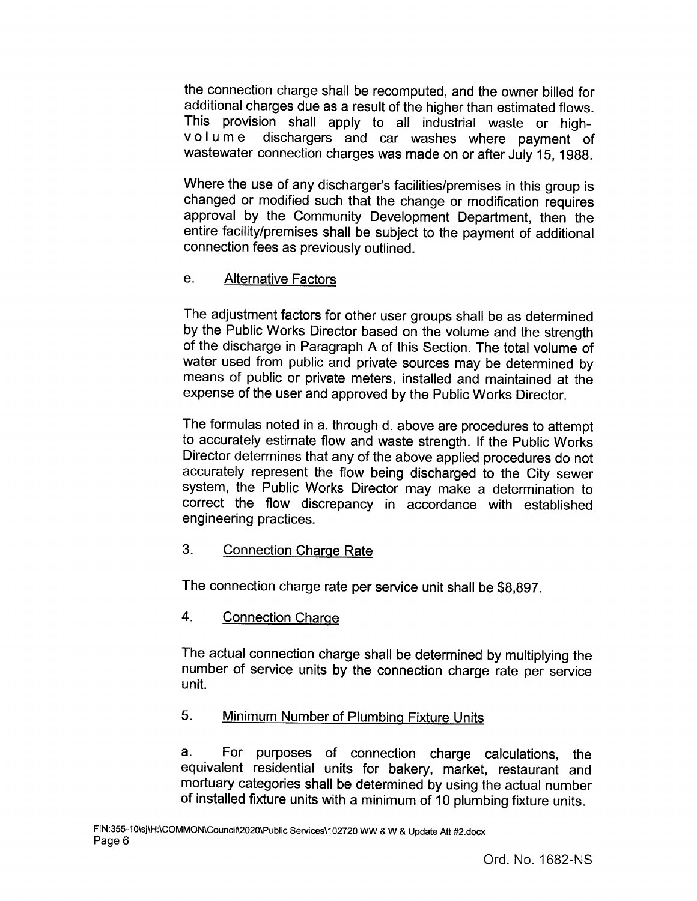the connection charge shall be recomputed, and the owner billed for additional charges due as a result of the higher than estimated flows. This provision shall apply to all industrial waste or high-volume dischargers and car washes where payment of wastewater connection charges was made on or after July 15, 1988.

Where the use of any discharger's facilities/premises in this group is changed or modified such that the change or modification requires approval by the Community Development Department, then the entire facility/premises shall be subject to the payment of additional connection fees as previously outlined.

e. <u>Alternative Factors</u>

The adjustment factors for other user groups shall be as determined by the Public Works Director based on the volume and the strength of the discharge in Paragraph A of this Section. The total volume of water used from public and private sources may be determined by means of public or private meters, installed and maintained at the expense of the user and approved by the Public Works Director.

The formulas noted in a. through d. above are procedures to attempt to accurately estimate flow and waste strength. If the Public Works Director determines that any of the above applied procedures do not accurately represent the flow being discharged to the City sewer system, the Public Works Director may make a determination to correct the flow discrepancy in accordance with established engineering practices.

3. <u>Connection Charge Rate</u>

The connection charge rate per service unit shall be $8,897.

4. <u>Connection Charge</u>

The actual connection charge shall be determined by multiplying the number of service units by the connection charge rate per service unit.

5. <u>Minimum Number of Plumbing Fixture Units</u>

a. For purposes of connection charge calculations, the equivalent residential units for bakery, market, restaurant and mortuary categories shall be determined by using the actual number of installed fixture units with a minimum of 10 plumbing fixture units.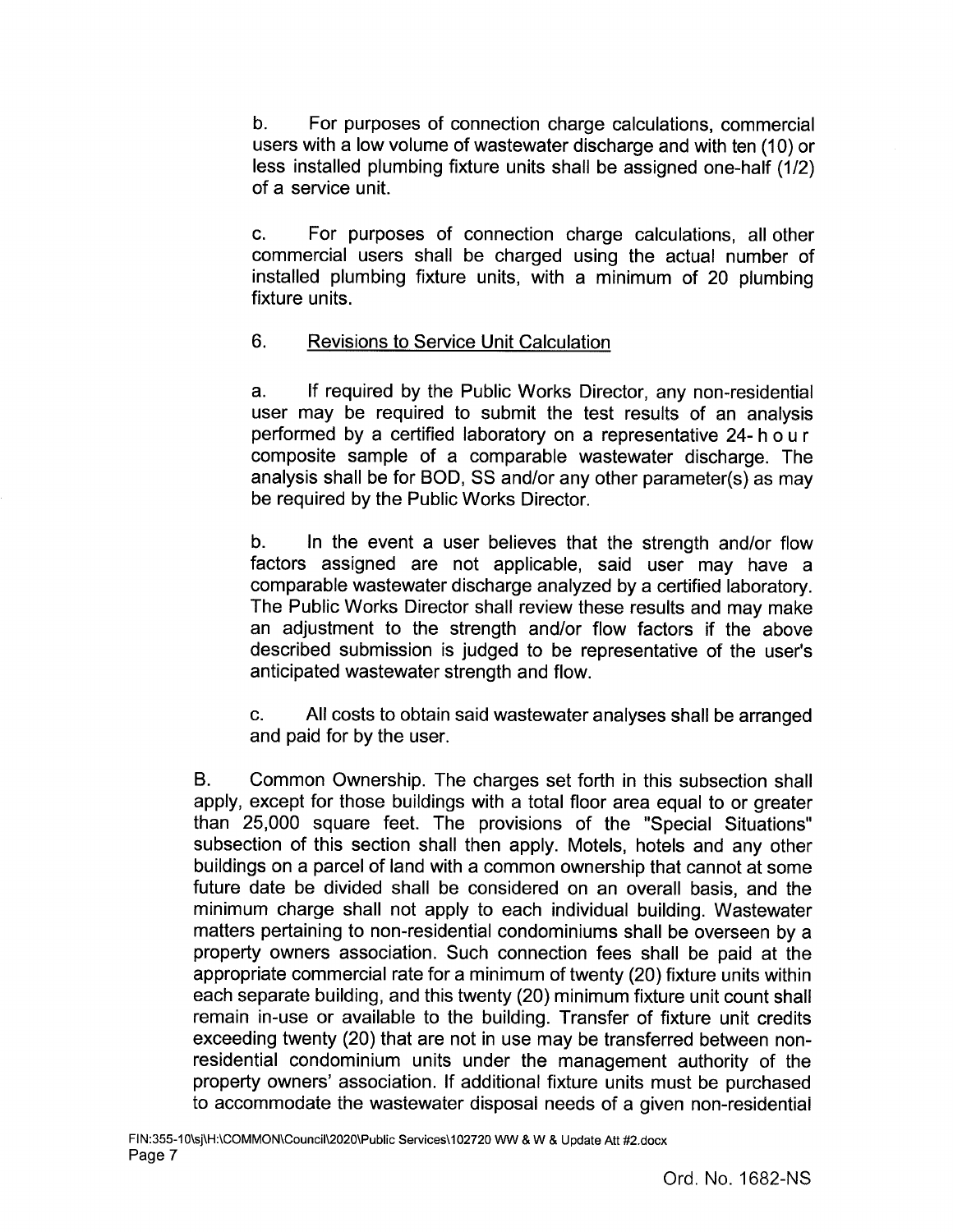b. For purposes of connection charge calculations, commercial users with a low volume of wastewater discharge and with ten (10) or less installed plumbing fixture units shall be assigned one-half (1/2) of a service unit.

c. For purposes of connection charge calculations, all other commercial users shall be charged using the actual number of installed plumbing fixture units, with a minimum of 20 plumbing fixture units.

6. <u>Revisions to Service Unit Calculation</u>

a. If required by the Public Works Director, any non-residential user may be required to submit the test results of an analysis performed by a certified laboratory on a representative 24-hour composite sample of a comparable wastewater discharge. The analysis shall be for BOD, SS and/or any other parameter(s) as may be required by the Public Works Director.

b. In the event a user believes that the strength and/or flow factors assigned are not applicable, said user may have a comparable wastewater discharge analyzed by a certified laboratory. The Public Works Director shall review these results and may make an adjustment to the strength and/or flow factors if the above described submission is judged to be representative of the user's anticipated wastewater strength and flow.

c. All costs to obtain said wastewater analyses shall be arranged and paid for by the user.

B. Common Ownership. The charges set forth in this subsection shall apply, except for those buildings with a total floor area equal to or greater than 25,000 square feet. The provisions of the "Special Situations" subsection of this section shall then apply. Motels, hotels and any other buildings on a parcel of land with a common ownership that cannot at some future date be divided shall be considered on an overall basis, and the minimum charge shall not apply to each individual building. Wastewater matters pertaining to non-residential condominiums shall be overseen by a property owners association. Such connection fees shall be paid at the appropriate commercial rate for a minimum of twenty (20) fixture units within each separate building, and this twenty (20) minimum fixture unit count shall remain in-use or available to the building. Transfer of fixture unit credits exceeding twenty (20) that are not in use may be transferred between non-residential condominium units under the management authority of the property owners' association. If additional fixture units must be purchased to accommodate the wastewater disposal needs of a given non-residential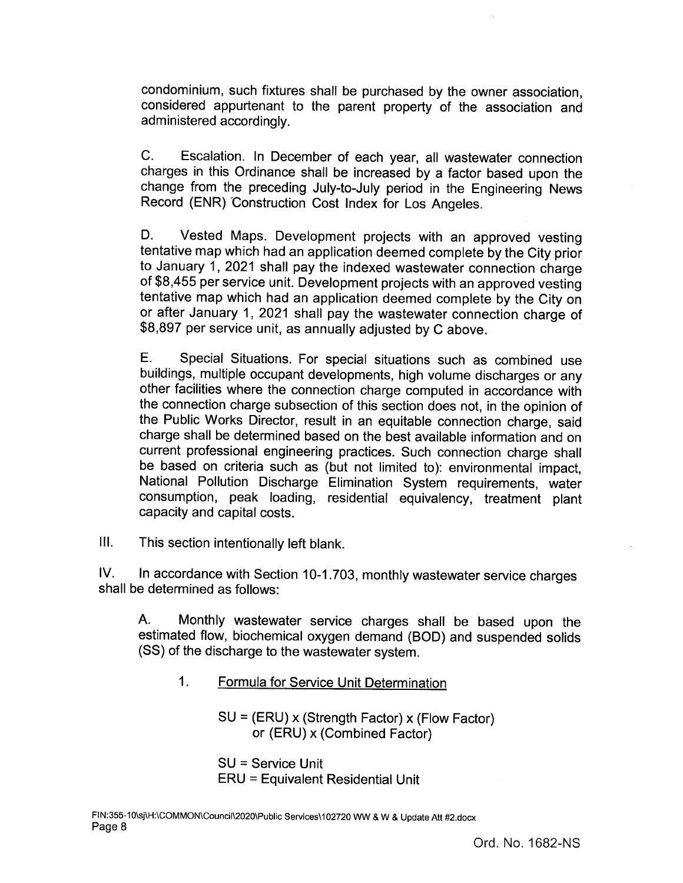condominium, such fixtures shall be purchased by the owner association, considered appurtenant to the parent property of the association and administered accordingly.

C. Escalation. In December of each year, all wastewater connection charges in this Ordinance shall be increased by a factor based upon the change from the preceding July-to-July period in the Engineering News Record (ENR) Construction Cost Index for Los Angeles.

D. Vested Maps. Development projects with an approved vesting tentative map which had an application deemed complete by the City prior to January 1, 2021 shall pay the indexed wastewater connection charge of $8,455 per service unit. Development projects with an approved vesting tentative map which had an application deemed complete by the City on or after January 1, 2021 shall pay the wastewater connection charge of $8,897 per service unit, as annually adjusted by C above.

E. Special Situations. For special situations such as combined use buildings, multiple occupant developments, high volume discharges or any other facilities where the connection charge computed in accordance with the connection charge subsection of this section does not, in the opinion of the Public Works Director, result in an equitable connection charge, said charge shall be determined based on the best available information and on current professional engineering practices. Such connection charge shall be based on criteria such as (but not limited to): environmental impact, National Pollution Discharge Elimination System requirements, water consumption, peak loading, residential equivalency, treatment plant capacity and capital costs.

III. This section intentionally left blank.

IV. In accordance with Section 10-1.703, monthly wastewater service charges shall be determined as follows:

A. Monthly wastewater service charges shall be based upon the estimated flow, biochemical oxygen demand (BOD) and suspended solids (SS) of the discharge to the wastewater system.

1. <u>Formula for Service Unit Determination</u>

SU = (ERU) x (Strength Factor) x (Flow Factor)
or (ERU) x (Combined Factor)

SU = Service Unit
ERU = Equivalent Residential Unit

FIN:355-10\sj\H:\COMMON\Council\2020\Public Services\102720 WW & W & Update Att #2.docx

Ord. No. 1682-NS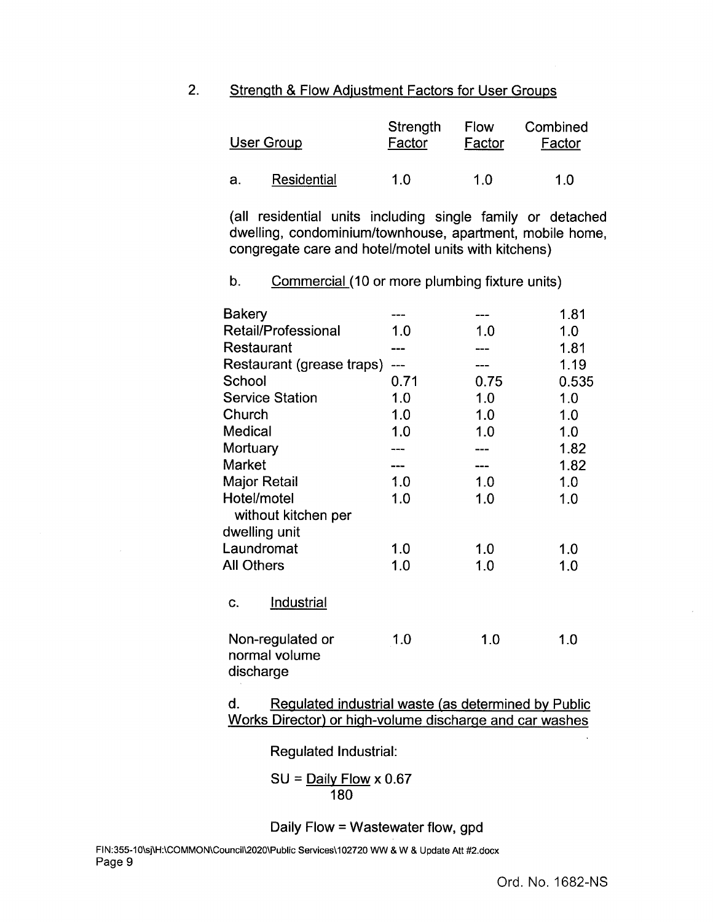## 2. Strength & Flow Adjustment Factors for User Groups

| User Group | Strength Factor | Flow Factor | Combined Factor |
|---|---|---|---|
| a. Residential | 1.0 | 1.0 | 1.0 |

(all residential units including single family or detached dwelling, condominium/townhouse, apartment, mobile home, congregate care and hotel/motel units with kitchens)

b. Commercial (10 or more plumbing fixture units)

| User Group | Strength Factor | Flow Factor | Combined Factor |
|---|---|---|---|
| Bakery | --- | --- | 1.81 |
| Retail/Professional | 1.0 | 1.0 | 1.0 |
| Restaurant | --- | --- | 1.81 |
| Restaurant (grease traps) | --- | --- | 1.19 |
| School | 0.71 | 0.75 | 0.535 |
| Service Station | 1.0 | 1.0 | 1.0 |
| Church | 1.0 | 1.0 | 1.0 |
| Medical | 1.0 | 1.0 | 1.0 |
| Mortuary | --- | --- | 1.82 |
| Market | --- | --- | 1.82 |
| Major Retail | 1.0 | 1.0 | 1.0 |
| Hotel/motel without kitchen per dwelling unit | 1.0 | 1.0 | 1.0 |
| Laundromat | 1.0 | 1.0 | 1.0 |
| All Others | 1.0 | 1.0 | 1.0 |

c. Industrial

| User Group | Strength Factor | Flow Factor | Combined Factor |
|---|---|---|---|
| Non-regulated or normal volume discharge | 1.0 | 1.0 | 1.0 |

d. Regulated industrial waste (as determined by Public Works Director) or high-volume discharge and car washes

Regulated Industrial:

$$SU = \frac{\text{Daily Flow}}{180} \times 0.67$$

Daily Flow = Wastewater flow, gpd

FIN:355-10\sj\H:\COMMON\Council\2020\Public Services\102720 WW & W & Update Att #2.docx

Ord. No. 1682-NS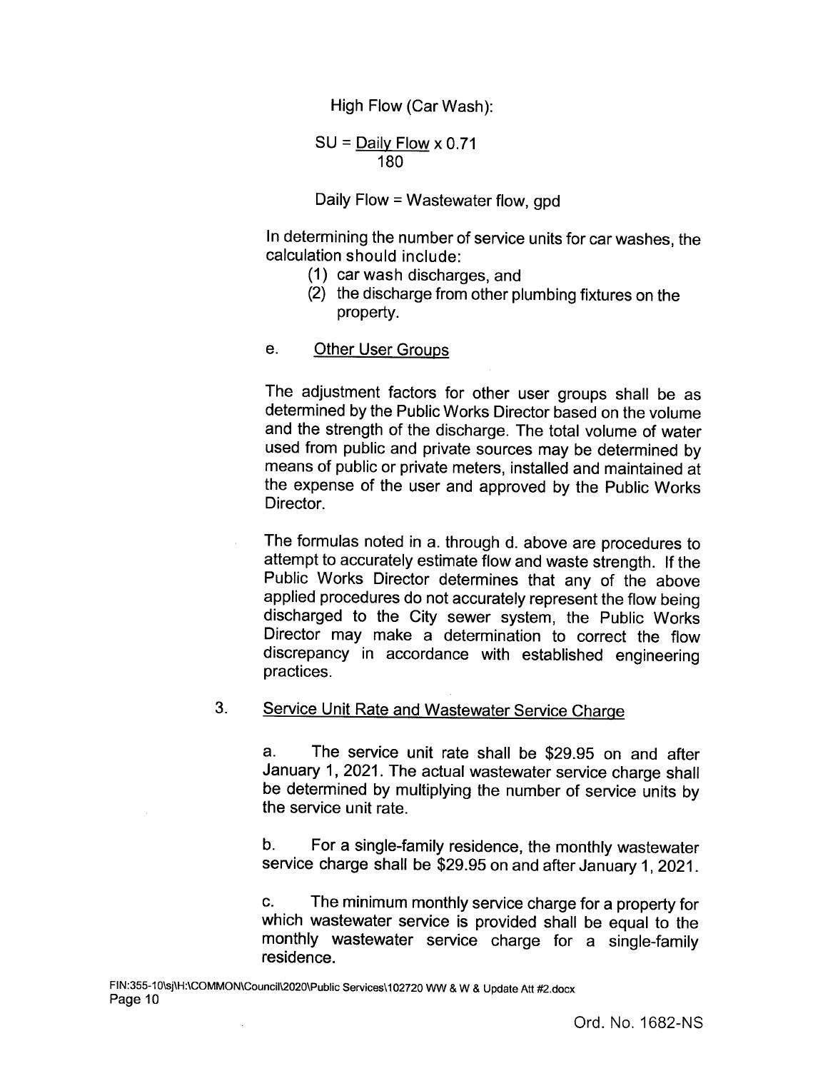High Flow (Car Wash):

$$SU = \frac{\text{Daily Flow}}{180} \times 0.71$$

Daily Flow = Wastewater flow, gpd

In determining the number of service units for car washes, the calculation should include:

(1) car wash discharges, and
(2) the discharge from other plumbing fixtures on the property.

e. Other User Groups

The adjustment factors for other user groups shall be as determined by the Public Works Director based on the volume and the strength of the discharge. The total volume of water used from public and private sources may be determined by means of public or private meters, installed and maintained at the expense of the user and approved by the Public Works Director.

The formulas noted in a. through d. above are procedures to attempt to accurately estimate flow and waste strength. If the Public Works Director determines that any of the above applied procedures do not accurately represent the flow being discharged to the City sewer system, the Public Works Director may make a determination to correct the flow discrepancy in accordance with established engineering practices.

3. Service Unit Rate and Wastewater Service Charge

a. The service unit rate shall be $29.95 on and after January 1, 2021. The actual wastewater service charge shall be determined by multiplying the number of service units by the service unit rate.

b. For a single-family residence, the monthly wastewater service charge shall be $29.95 on and after January 1, 2021.

c. The minimum monthly service charge for a property for which wastewater service is provided shall be equal to the monthly wastewater service charge for a single-family residence.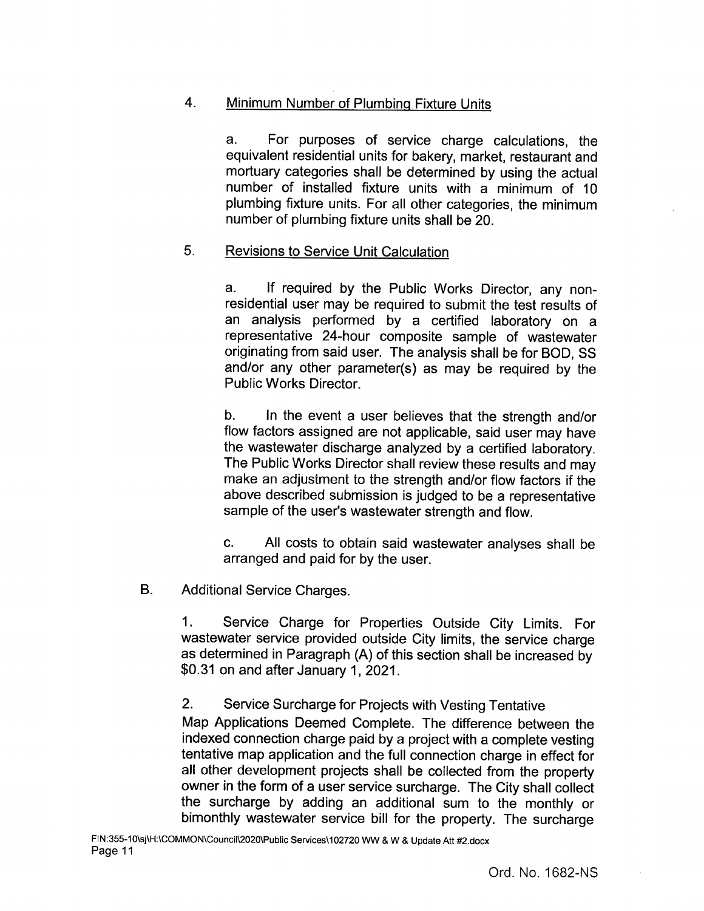4. Minimum Number of Plumbing Fixture Units

a. For purposes of service charge calculations, the equivalent residential units for bakery, market, restaurant and mortuary categories shall be determined by using the actual number of installed fixture units with a minimum of 10 plumbing fixture units. For all other categories, the minimum number of plumbing fixture units shall be 20.

5. Revisions to Service Unit Calculation

a. If required by the Public Works Director, any non-residential user may be required to submit the test results of an analysis performed by a certified laboratory on a representative 24-hour composite sample of wastewater originating from said user. The analysis shall be for BOD, SS and/or any other parameter(s) as may be required by the Public Works Director.

b. In the event a user believes that the strength and/or flow factors assigned are not applicable, said user may have the wastewater discharge analyzed by a certified laboratory. The Public Works Director shall review these results and may make an adjustment to the strength and/or flow factors if the above described submission is judged to be a representative sample of the user's wastewater strength and flow.

c. All costs to obtain said wastewater analyses shall be arranged and paid for by the user.

B. Additional Service Charges.

1. Service Charge for Properties Outside City Limits. For wastewater service provided outside City limits, the service charge as determined in Paragraph (A) of this section shall be increased by $0.31 on and after January 1, 2021.

2. Service Surcharge for Projects with Vesting Tentative Map Applications Deemed Complete. The difference between the indexed connection charge paid by a project with a complete vesting tentative map application and the full connection charge in effect for all other development projects shall be collected from the property owner in the form of a user service surcharge. The City shall collect the surcharge by adding an additional sum to the monthly or bimonthly wastewater service bill for the property. The surcharge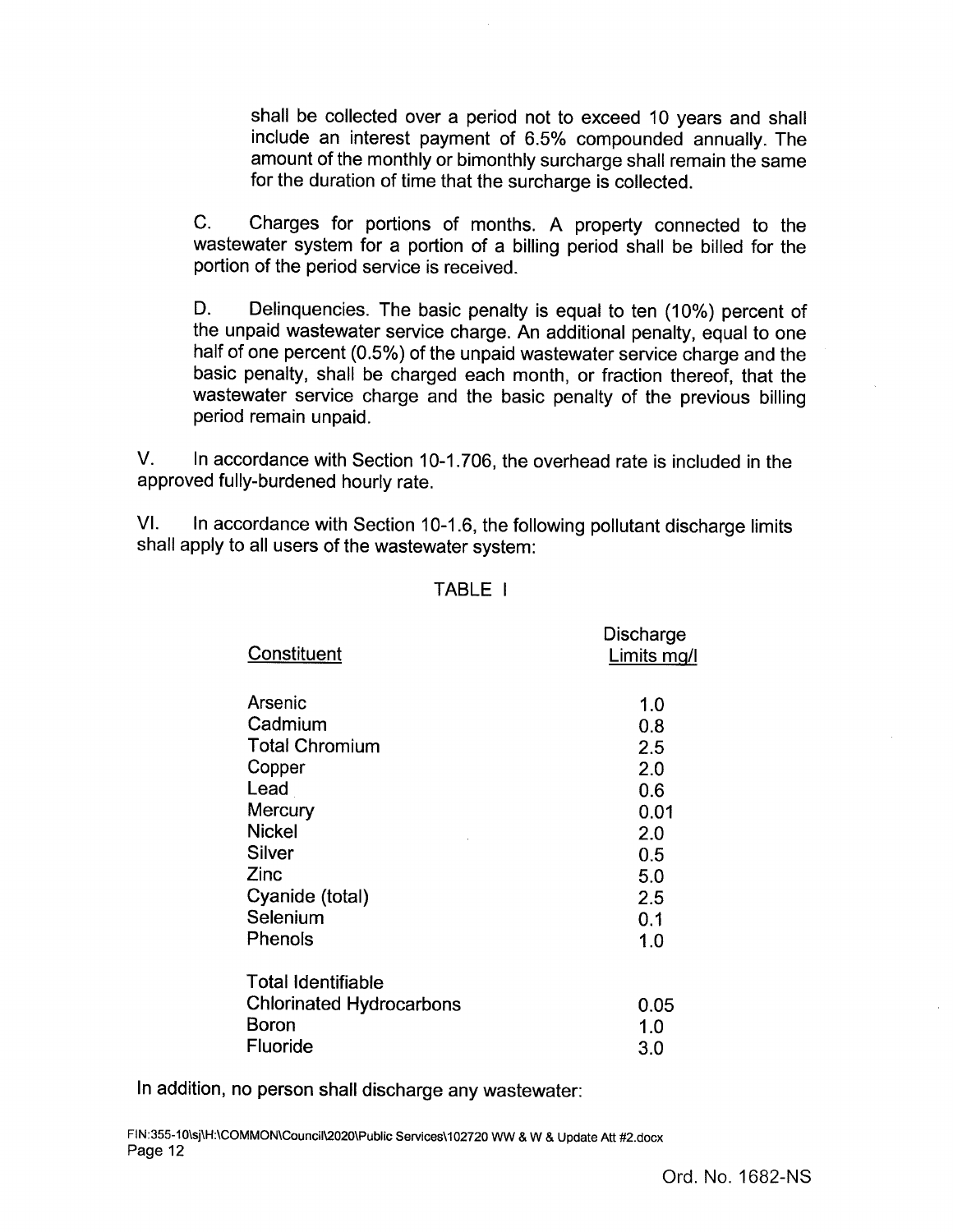shall be collected over a period not to exceed 10 years and shall include an interest payment of 6.5% compounded annually. The amount of the monthly or bimonthly surcharge shall remain the same for the duration of time that the surcharge is collected.

C. Charges for portions of months. A property connected to the wastewater system for a portion of a billing period shall be billed for the portion of the period service is received.

D. Delinquencies. The basic penalty is equal to ten (10%) percent of the unpaid wastewater service charge. An additional penalty, equal to one half of one percent (0.5%) of the unpaid wastewater service charge and the basic penalty, shall be charged each month, or fraction thereof, that the wastewater service charge and the basic penalty of the previous billing period remain unpaid.

V. In accordance with Section 10-1.706, the overhead rate is included in the approved fully-burdened hourly rate.

VI. In accordance with Section 10-1.6, the following pollutant discharge limits shall apply to all users of the wastewater system:

TABLE I

| Constituent | Discharge Limits mg/l |
|---|---|
| Arsenic | 1.0 |
| Cadmium | 0.8 |
| Total Chromium | 2.5 |
| Copper | 2.0 |
| Lead | 0.6 |
| Mercury | 0.01 |
| Nickel | 2.0 |
| Silver | 0.5 |
| Zinc | 5.0 |
| Cyanide (total) | 2.5 |
| Selenium | 0.1 |
| Phenols | 1.0 |
| Total Identifiable Chlorinated Hydrocarbons | 0.05 |
| Boron | 1.0 |
| Fluoride | 3.0 |

In addition, no person shall discharge any wastewater:

FIN:355-10\sj\H:\COMMON\Council\2020\Public Services\102720 WW & W & Update Att #2.docx

Ord. No. 1682-NS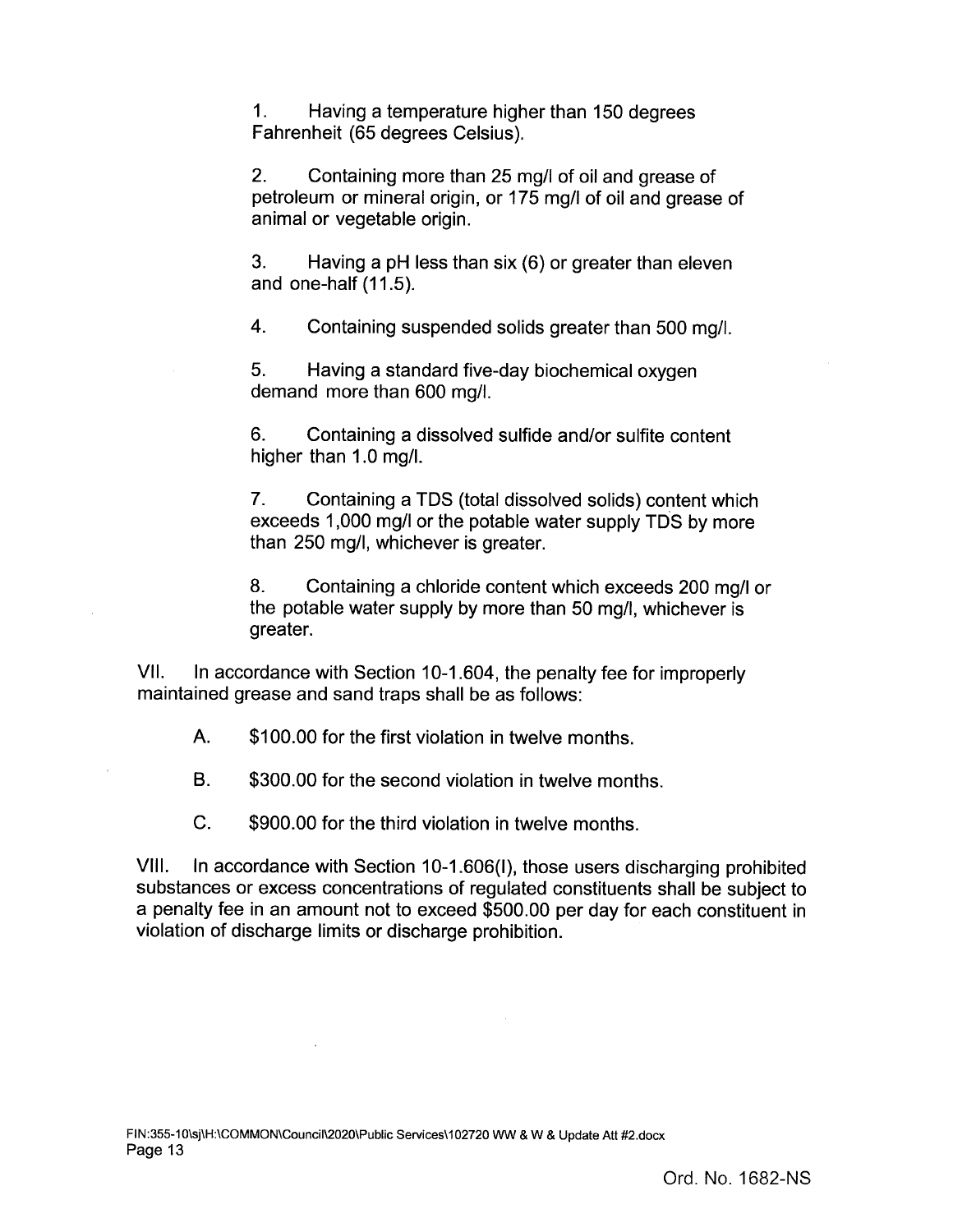1. Having a temperature higher than 150 degrees Fahrenheit (65 degrees Celsius).

2. Containing more than 25 mg/l of oil and grease of petroleum or mineral origin, or 175 mg/l of oil and grease of animal or vegetable origin.

3. Having a pH less than six (6) or greater than eleven and one-half (11.5).

4. Containing suspended solids greater than 500 mg/l.

5. Having a standard five-day biochemical oxygen demand more than 600 mg/l.

6. Containing a dissolved sulfide and/or sulfite content higher than 1.0 mg/l.

7. Containing a TDS (total dissolved solids) content which exceeds 1,000 mg/l or the potable water supply TDS by more than 250 mg/l, whichever is greater.

8. Containing a chloride content which exceeds 200 mg/l or the potable water supply by more than 50 mg/l, whichever is greater.

VII. In accordance with Section 10-1.604, the penalty fee for improperly maintained grease and sand traps shall be as follows:

A. $100.00 for the first violation in twelve months.

B. $300.00 for the second violation in twelve months.

C. $900.00 for the third violation in twelve months.

VIII. In accordance with Section 10-1.606(I), those users discharging prohibited substances or excess concentrations of regulated constituents shall be subject to a penalty fee in an amount not to exceed $500.00 per day for each constituent in violation of discharge limits or discharge prohibition.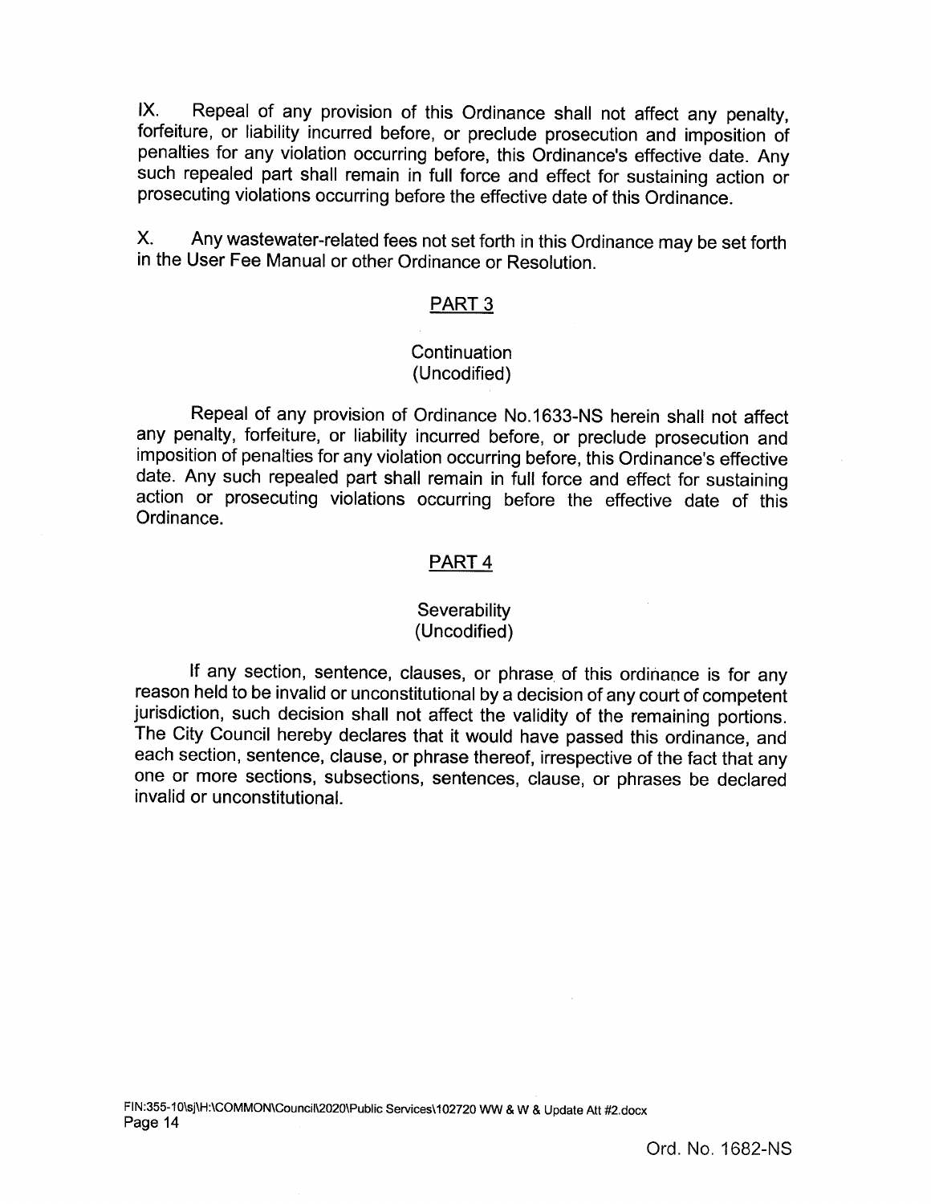IX. Repeal of any provision of this Ordinance shall not affect any penalty, forfeiture, or liability incurred before, or preclude prosecution and imposition of penalties for any violation occurring before, this Ordinance's effective date. Any such repealed part shall remain in full force and effect for sustaining action or prosecuting violations occurring before the effective date of this Ordinance.

X. Any wastewater-related fees not set forth in this Ordinance may be set forth in the User Fee Manual or other Ordinance or Resolution.

## PART 3

### Continuation
(Uncodified)

Repeal of any provision of Ordinance No.1633-NS herein shall not affect any penalty, forfeiture, or liability incurred before, or preclude prosecution and imposition of penalties for any violation occurring before, this Ordinance's effective date. Any such repealed part shall remain in full force and effect for sustaining action or prosecuting violations occurring before the effective date of this Ordinance.

## PART 4

### Severability
(Uncodified)

If any section, sentence, clauses, or phrase of this ordinance is for any reason held to be invalid or unconstitutional by a decision of any court of competent jurisdiction, such decision shall not affect the validity of the remaining portions. The City Council hereby declares that it would have passed this ordinance, and each section, sentence, clause, or phrase thereof, irrespective of the fact that any one or more sections, subsections, sentences, clause, or phrases be declared invalid or unconstitutional.

FIN:355-10\sj\H:\COMMON\Council\2020\Public Services\102720 WW & W & Update Att #2.docx

Ord. No. 1682-NS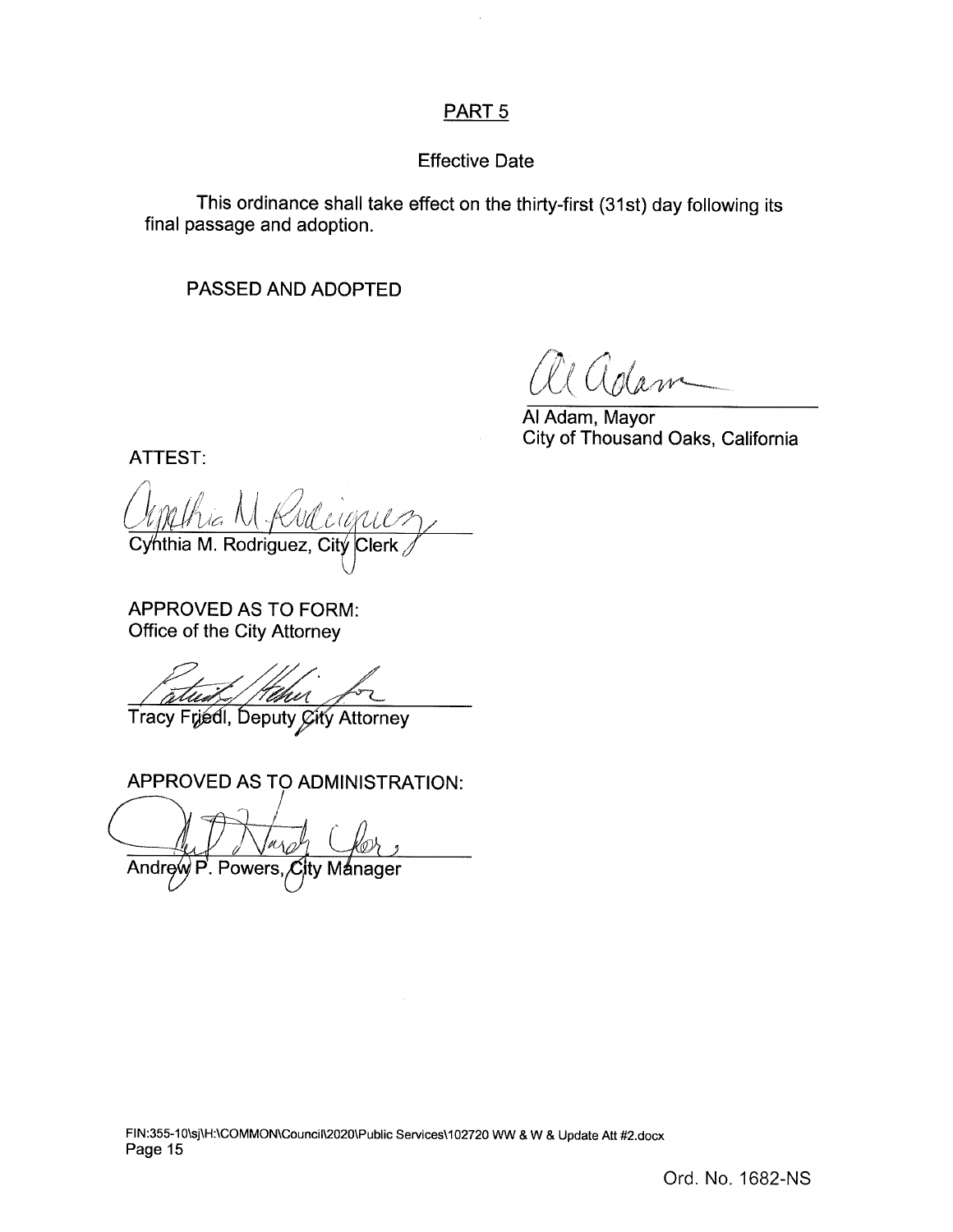## PART 5

Effective Date

This ordinance shall take effect on the thirty-first (31st) day following its final passage and adoption.

PASSED AND ADOPTED

Al Adam, Mayor
City of Thousand Oaks, California

ATTEST:

Cynthia M. Rodriguez, City Clerk

APPROVED AS TO FORM:
Office of the City Attorney

Tracy Friedl, Deputy City Attorney

APPROVED AS TO ADMINISTRATION:

Andrew P. Powers, City Manager

FIN:355-10\sj\H:\COMMON\Council\2020\Public Services\102720 WW & W & Update Att #2.docx

Ord. No. 1682-NS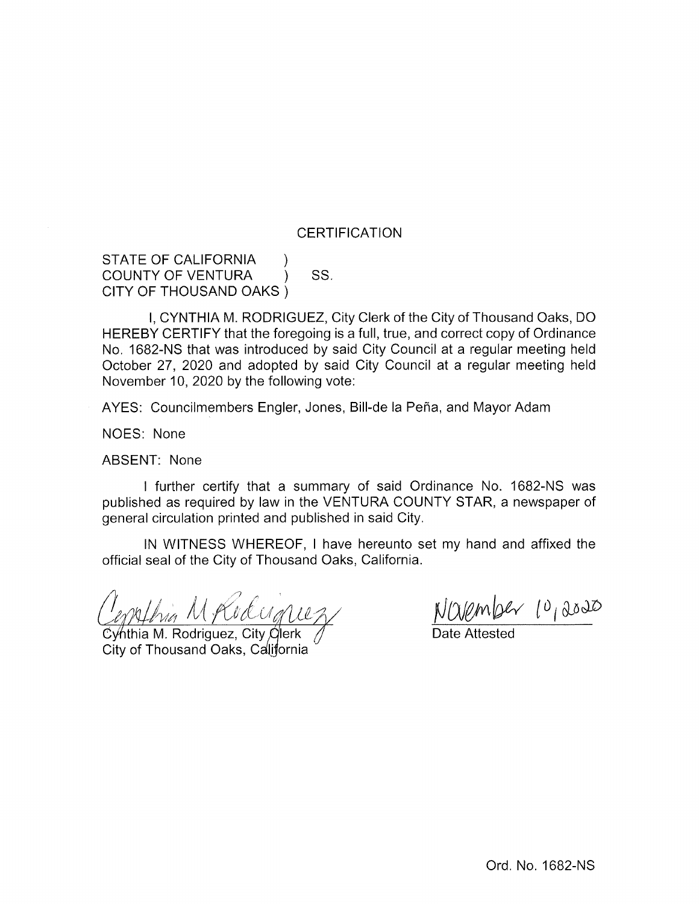## CERTIFICATION

STATE OF CALIFORNIA )
COUNTY OF VENTURA ) SS.
CITY OF THOUSAND OAKS )

I, CYNTHIA M. RODRIGUEZ, City Clerk of the City of Thousand Oaks, DO HEREBY CERTIFY that the foregoing is a full, true, and correct copy of Ordinance No. 1682-NS that was introduced by said City Council at a regular meeting held October 27, 2020 and adopted by said City Council at a regular meeting held November 10, 2020 by the following vote:

AYES: Councilmembers Engler, Jones, Bill-de la Peña, and Mayor Adam

NOES: None

ABSENT: None

I further certify that a summary of said Ordinance No. 1682-NS was published as required by law in the VENTURA COUNTY STAR, a newspaper of general circulation printed and published in said City.

IN WITNESS WHEREOF, I have hereunto set my hand and affixed the official seal of the City of Thousand Oaks, California.

Cynthia M. Rodriguez, City Clerk
City of Thousand Oaks, California

November 10, 2020
Date Attested

Ord. No. 1682-NS